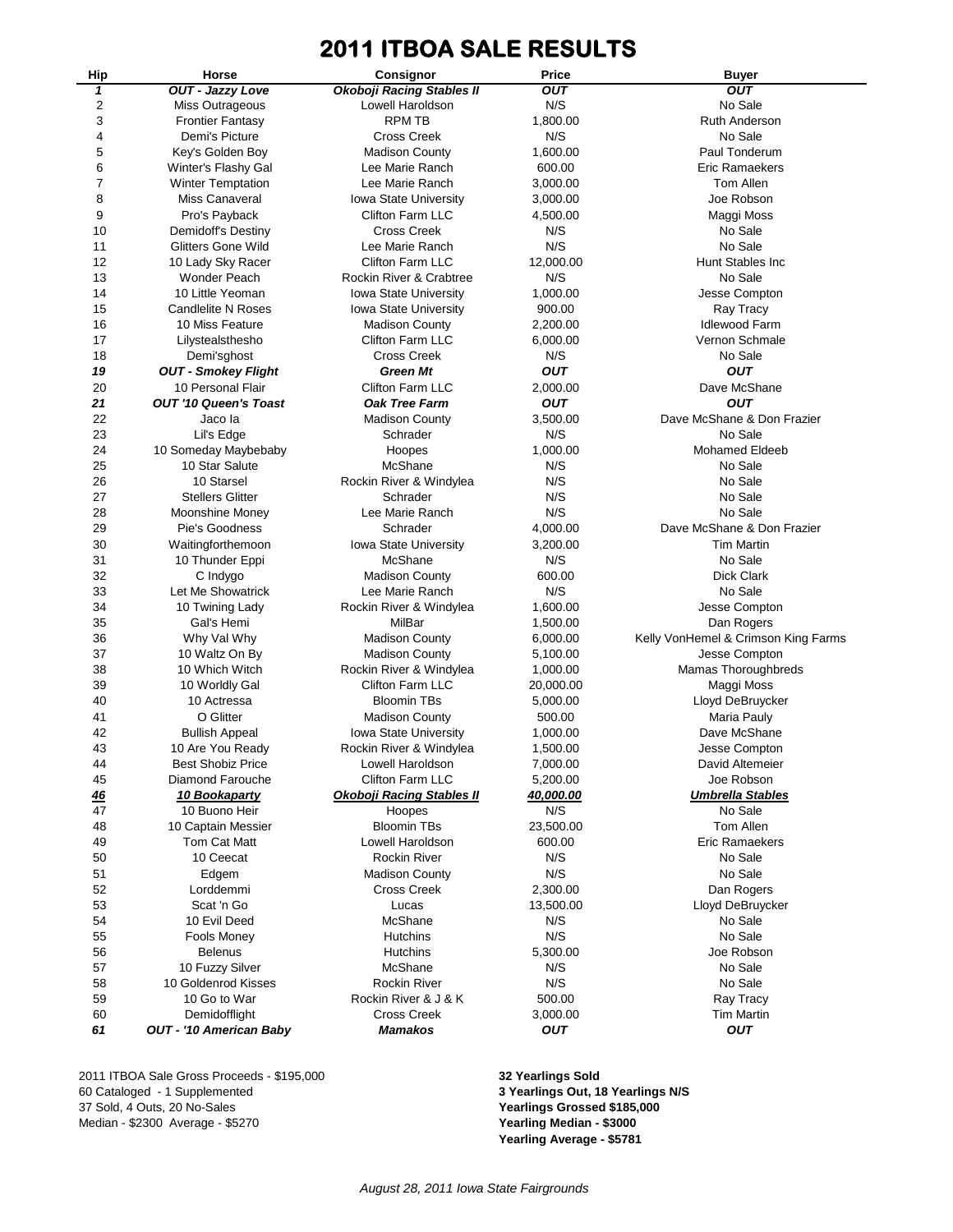# 2011 ITBOA SALE RESULTS

| Hip | Horse | Consignor | Price | Buyer |
|---|---|---|---|---|
| ***1*** | ***OUT - Jazzy Love*** | ***Okoboji Racing Stables II*** | ***OUT*** | ***OUT*** |
| 2 | Miss Outrageous | Lowell Haroldson | N/S | No Sale |
| 3 | Frontier Fantasy | RPM TB | 1,800.00 | Ruth Anderson |
| 4 | Demi's Picture | Cross Creek | N/S | No Sale |
| 5 | Key's Golden Boy | Madison County | 1,600.00 | Paul Tonderum |
| 6 | Winter's Flashy Gal | Lee Marie Ranch | 600.00 | Eric Ramaekers |
| 7 | Winter Temptation | Lee Marie Ranch | 3,000.00 | Tom Allen |
| 8 | Miss Canaveral | Iowa State University | 3,000.00 | Joe Robson |
| 9 | Pro's Payback | Clifton Farm LLC | 4,500.00 | Maggi Moss |
| 10 | Demidoff's Destiny | Cross Creek | N/S | No Sale |
| 11 | Glitters Gone Wild | Lee Marie Ranch | N/S | No Sale |
| 12 | 10 Lady Sky Racer | Clifton Farm LLC | 12,000.00 | Hunt Stables Inc |
| 13 | Wonder Peach | Rockin River & Crabtree | N/S | No Sale |
| 14 | 10 Little Yeoman | Iowa State University | 1,000.00 | Jesse Compton |
| 15 | Candlelite N Roses | Iowa State University | 900.00 | Ray Tracy |
| 16 | 10 Miss Feature | Madison County | 2,200.00 | Idlewood Farm |
| 17 | Lilystealsthesho | Clifton Farm LLC | 6,000.00 | Vernon Schmale |
| 18 | Demi'sghost | Cross Creek | N/S | No Sale |
| ***19*** | ***OUT - Smokey Flight*** | ***Green Mt*** | ***OUT*** | ***OUT*** |
| 20 | 10 Personal Flair | Clifton Farm LLC | 2,000.00 | Dave McShane |
| ***21*** | ***OUT '10 Queen's Toast*** | ***Oak Tree Farm*** | ***OUT*** | ***OUT*** |
| 22 | Jaco Ia | Madison County | 3,500.00 | Dave McShane & Don Frazier |
| 23 | Lil's Edge | Schrader | N/S | No Sale |
| 24 | 10 Someday Maybebaby | Hoopes | 1,000.00 | Mohamed Eldeeb |
| 25 | 10 Star Salute | McShane | N/S | No Sale |
| 26 | 10 Starsel | Rockin River & Windylea | N/S | No Sale |
| 27 | Stellers Glitter | Schrader | N/S | No Sale |
| 28 | Moonshine Money | Lee Marie Ranch | N/S | No Sale |
| 29 | Pie's Goodness | Schrader | 4,000.00 | Dave McShane & Don Frazier |
| 30 | Waitingforthemoon | Iowa State University | 3,200.00 | Tim Martin |
| 31 | 10 Thunder Eppi | McShane | N/S | No Sale |
| 32 | C Indygo | Madison County | 600.00 | Dick Clark |
| 33 | Let Me Showatrick | Lee Marie Ranch | N/S | No Sale |
| 34 | 10 Twining Lady | Rockin River & Windylea | 1,600.00 | Jesse Compton |
| 35 | Gal's Hemi | MilBar | 1,500.00 | Dan Rogers |
| 36 | Why Val Why | Madison County | 6,000.00 | Kelly VonHemel & Crimson King Farms |
| 37 | 10 Waltz On By | Madison County | 5,100.00 | Jesse Compton |
| 38 | 10 Which Witch | Rockin River & Windylea | 1,000.00 | Mamas Thoroughbreds |
| 39 | 10 Worldly Gal | Clifton Farm LLC | 20,000.00 | Maggi Moss |
| 40 | 10 Actressa | Bloomin TBs | 5,000.00 | Lloyd DeBruycker |
| 41 | O Glitter | Madison County | 500.00 | Maria Pauly |
| 42 | Bullish Appeal | Iowa State University | 1,000.00 | Dave McShane |
| 43 | 10 Are You Ready | Rockin River & Windylea | 1,500.00 | Jesse Compton |
| 44 | Best Shobiz Price | Lowell Haroldson | 7,000.00 | David Altemeier |
| 45 | Diamond Farouche | Clifton Farm LLC | 5,200.00 | Joe Robson |
| ***46*** | ***10 Bookaparty*** | ***Okoboji Racing Stables II*** | ***40,000.00*** | ***Umbrella Stables*** |
| 47 | 10 Buono Heir | Hoopes | N/S | No Sale |
| 48 | 10 Captain Messier | Bloomin TBs | 23,500.00 | Tom Allen |
| 49 | Tom Cat Matt | Lowell Haroldson | 600.00 | Eric Ramaekers |
| 50 | 10 Ceecat | Rockin River | N/S | No Sale |
| 51 | Edgem | Madison County | N/S | No Sale |
| 52 | Lorddemmi | Cross Creek | 2,300.00 | Dan Rogers |
| 53 | Scat 'n Go | Lucas | 13,500.00 | Lloyd DeBruycker |
| 54 | 10 Evil Deed | McShane | N/S | No Sale |
| 55 | Fools Money | Hutchins | N/S | No Sale |
| 56 | Belenus | Hutchins | 5,300.00 | Joe Robson |
| 57 | 10 Fuzzy Silver | McShane | N/S | No Sale |
| 58 | 10 Goldenrod Kisses | Rockin River | N/S | No Sale |
| 59 | 10 Go to War | Rockin River & J & K | 500.00 | Ray Tracy |
| 60 | Demidofflight | Cross Creek | 3,000.00 | Tim Martin |
| ***61*** | ***OUT - '10 American Baby*** | ***Mamakos*** | ***OUT*** | ***OUT*** |

2011 ITBOA Sale Gross Proceeds - $195,000
60 Cataloged - 1 Supplemented
37 Sold, 4 Outs, 20 No-Sales
Median - $2300 Average - $5270

**32 Yearlings Sold**
**3 Yearlings Out, 18 Yearlings N/S**
**Yearlings Grossed $185,000**
**Yearling Median - $3000**
**Yearling Average - $5781**

*August 28, 2011 Iowa State Fairgrounds*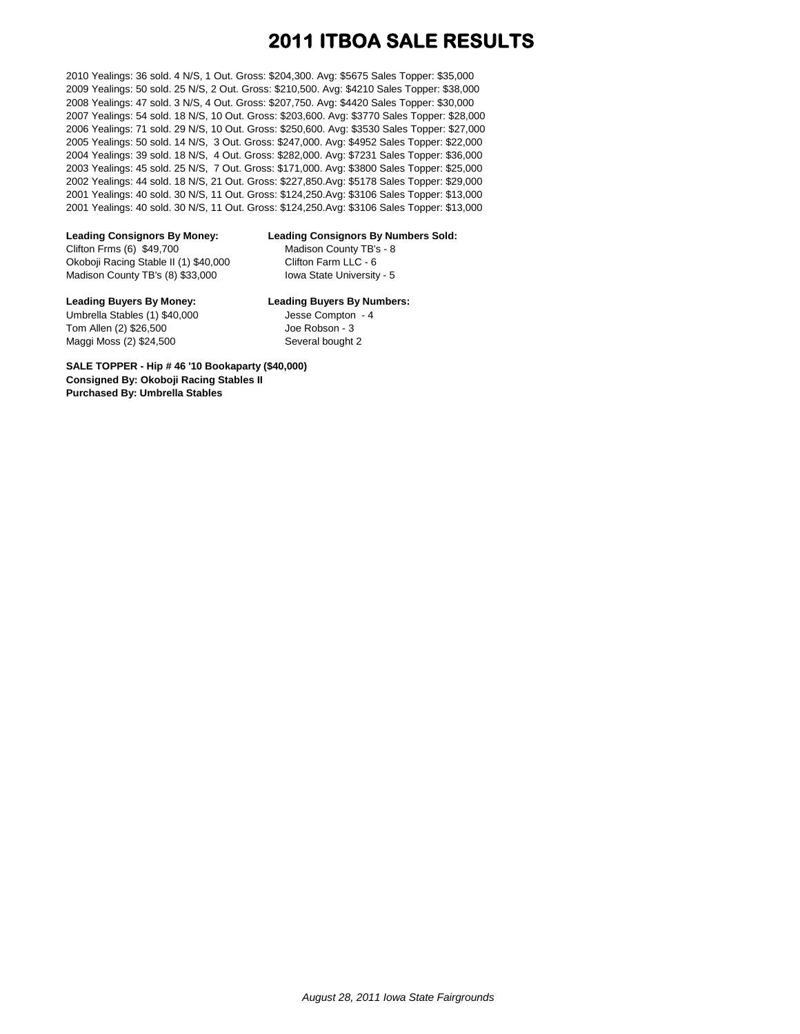# 2011 ITBOA SALE RESULTS

2010 Yealings: 36 sold. 4 N/S, 1 Out. Gross: $204,300. Avg: $5675 Sales Topper: $35,000
2009 Yealings: 50 sold. 25 N/S, 2 Out. Gross: $210,500. Avg: $4210 Sales Topper: $38,000
2008 Yealings: 47 sold. 3 N/S, 4 Out. Gross: $207,750. Avg: $4420 Sales Topper: $30,000
2007 Yealings: 54 sold. 18 N/S, 10 Out. Gross: $203,600. Avg: $3770 Sales Topper: $28,000
2006 Yealings: 71 sold. 29 N/S, 10 Out. Gross: $250,600. Avg: $3530 Sales Topper: $27,000
2005 Yealings: 50 sold. 14 N/S, 3 Out. Gross: $247,000. Avg: $4952 Sales Topper: $22,000
2004 Yealings: 39 sold. 18 N/S, 4 Out. Gross: $282,000. Avg: $7231 Sales Topper: $36,000
2003 Yealings: 45 sold. 25 N/S, 7 Out. Gross: $171,000. Avg: $3800 Sales Topper: $25,000
2002 Yealings: 44 sold. 18 N/S, 21 Out. Gross: $227,850. Avg: $5178 Sales Topper: $29,000
2001 Yealings: 40 sold. 30 N/S, 11 Out. Gross: $124,250.Avg: $3106 Sales Topper: $13,000
2001 Yealings: 40 sold. 30 N/S, 11 Out. Gross: $124,250.Avg: $3106 Sales Topper: $13,000

**Leading Consignors By Money:**
Clifton Frms (6) $49,700
Okoboji Racing Stable II (1) $40,000
Madison County TB's (8) $33,000

**Leading Consignors By Numbers Sold:**
Madison County TB's - 8
Clifton Farm LLC - 6
Iowa State University - 5

**Leading Buyers By Money:**
Umbrella Stables (1) $40,000
Tom Allen (2) $26,500
Maggi Moss (2) $24,500

**Leading Buyers By Numbers:**
Jesse Compton - 4
Joe Robson - 3
Several bought 2

**SALE TOPPER - Hip # 46 '10 Bookaparty ($40,000)**
**Consigned By: Okoboji Racing Stables II**
**Purchased By: Umbrella Stables**

*August 28, 2011 Iowa State Fairgrounds*